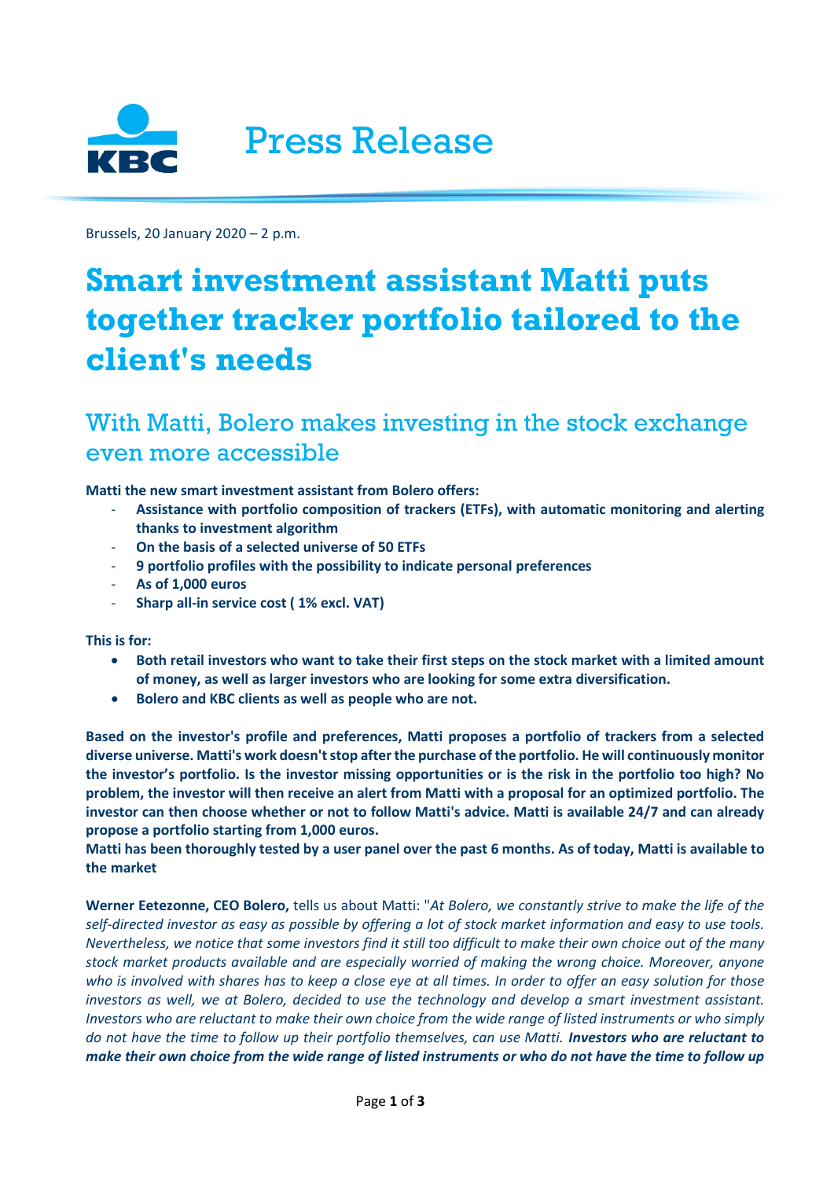Press Release

Brussels, 20 January 2020 – 2 p.m.

# Smart investment assistant Matti puts together tracker portfolio tailored to the client's needs

## With Matti, Bolero makes investing in the stock exchange even more accessible

**Matti the new smart investment assistant from Bolero offers:**

- **Assistance with portfolio composition of trackers (ETFs), with automatic monitoring and alerting thanks to investment algorithm**
- **On the basis of a selected universe of 50 ETFs**
- **9 portfolio profiles with the possibility to indicate personal preferences**
- **As of 1,000 euros**
- **Sharp all-in service cost ( 1% excl. VAT)**

**This is for:**

- **Both retail investors who want to take their first steps on the stock market with a limited amount of money, as well as larger investors who are looking for some extra diversification.**
- **Bolero and KBC clients as well as people who are not.**

**Based on the investor's profile and preferences, Matti proposes a portfolio of trackers from a selected diverse universe. Matti's work doesn't stop after the purchase of the portfolio. He will continuously monitor the investor's portfolio. Is the investor missing opportunities or is the risk in the portfolio too high? No problem, the investor will then receive an alert from Matti with a proposal for an optimized portfolio. The investor can then choose whether or not to follow Matti's advice. Matti is available 24/7 and can already propose a portfolio starting from 1,000 euros.**
**Matti has been thoroughly tested by a user panel over the past 6 months. As of today, Matti is available to the market**

**Werner Eetezonne, CEO Bolero,** tells us about Matti: "*At Bolero, we constantly strive to make the life of the self-directed investor as easy as possible by offering a lot of stock market information and easy to use tools. Nevertheless, we notice that some investors find it still too difficult to make their own choice out of the many stock market products available and are especially worried of making the wrong choice. Moreover, anyone who is involved with shares has to keep a close eye at all times. In order to offer an easy solution for those investors as well, we at Bolero, decided to use the technology and develop a smart investment assistant. Investors who are reluctant to make their own choice from the wide range of listed instruments or who simply do not have the time to follow up their portfolio themselves, can use Matti.* ***Investors who are reluctant to make their own choice from the wide range of listed instruments or who do not have the time to follow up***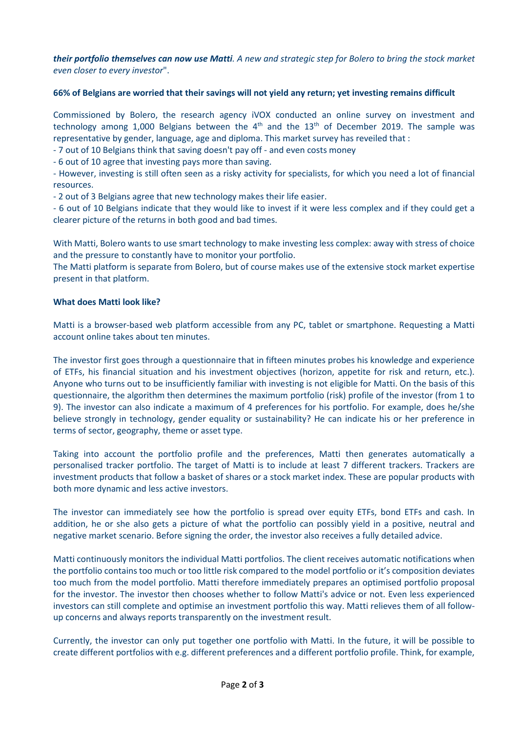***their portfolio themselves can now use Matti****. A new and strategic step for Bolero to bring the stock market even closer to every investor*".

**66% of Belgians are worried that their savings will not yield any return; yet investing remains difficult**

Commissioned by Bolero, the research agency iVOX conducted an online survey on investment and technology among 1,000 Belgians between the 4th and the 13th of December 2019. The sample was representative by gender, language, age and diploma. This market survey has reveiled that :

- 7 out of 10 Belgians think that saving doesn't pay off - and even costs money
- 6 out of 10 agree that investing pays more than saving.
- However, investing is still often seen as a risky activity for specialists, for which you need a lot of financial resources.
- 2 out of 3 Belgians agree that new technology makes their life easier.
- 6 out of 10 Belgians indicate that they would like to invest if it were less complex and if they could get a clearer picture of the returns in both good and bad times.

With Matti, Bolero wants to use smart technology to make investing less complex: away with stress of choice and the pressure to constantly have to monitor your portfolio.
The Matti platform is separate from Bolero, but of course makes use of the extensive stock market expertise present in that platform.

**What does Matti look like?**

Matti is a browser-based web platform accessible from any PC, tablet or smartphone. Requesting a Matti account online takes about ten minutes.

The investor first goes through a questionnaire that in fifteen minutes probes his knowledge and experience of ETFs, his financial situation and his investment objectives (horizon, appetite for risk and return, etc.). Anyone who turns out to be insufficiently familiar with investing is not eligible for Matti. On the basis of this questionnaire, the algorithm then determines the maximum portfolio (risk) profile of the investor (from 1 to 9). The investor can also indicate a maximum of 4 preferences for his portfolio. For example, does he/she believe strongly in technology, gender equality or sustainability? He can indicate his or her preference in terms of sector, geography, theme or asset type.

Taking into account the portfolio profile and the preferences, Matti then generates automatically a personalised tracker portfolio. The target of Matti is to include at least 7 different trackers. Trackers are investment products that follow a basket of shares or a stock market index. These are popular products with both more dynamic and less active investors.

The investor can immediately see how the portfolio is spread over equity ETFs, bond ETFs and cash. In addition, he or she also gets a picture of what the portfolio can possibly yield in a positive, neutral and negative market scenario. Before signing the order, the investor also receives a fully detailed advice.

Matti continuously monitors the individual Matti portfolios. The client receives automatic notifications when the portfolio contains too much or too little risk compared to the model portfolio or it's composition deviates too much from the model portfolio. Matti therefore immediately prepares an optimised portfolio proposal for the investor. The investor then chooses whether to follow Matti's advice or not. Even less experienced investors can still complete and optimise an investment portfolio this way. Matti relieves them of all follow-up concerns and always reports transparently on the investment result.

Currently, the investor can only put together one portfolio with Matti. In the future, it will be possible to create different portfolios with e.g. different preferences and a different portfolio profile. Think, for example,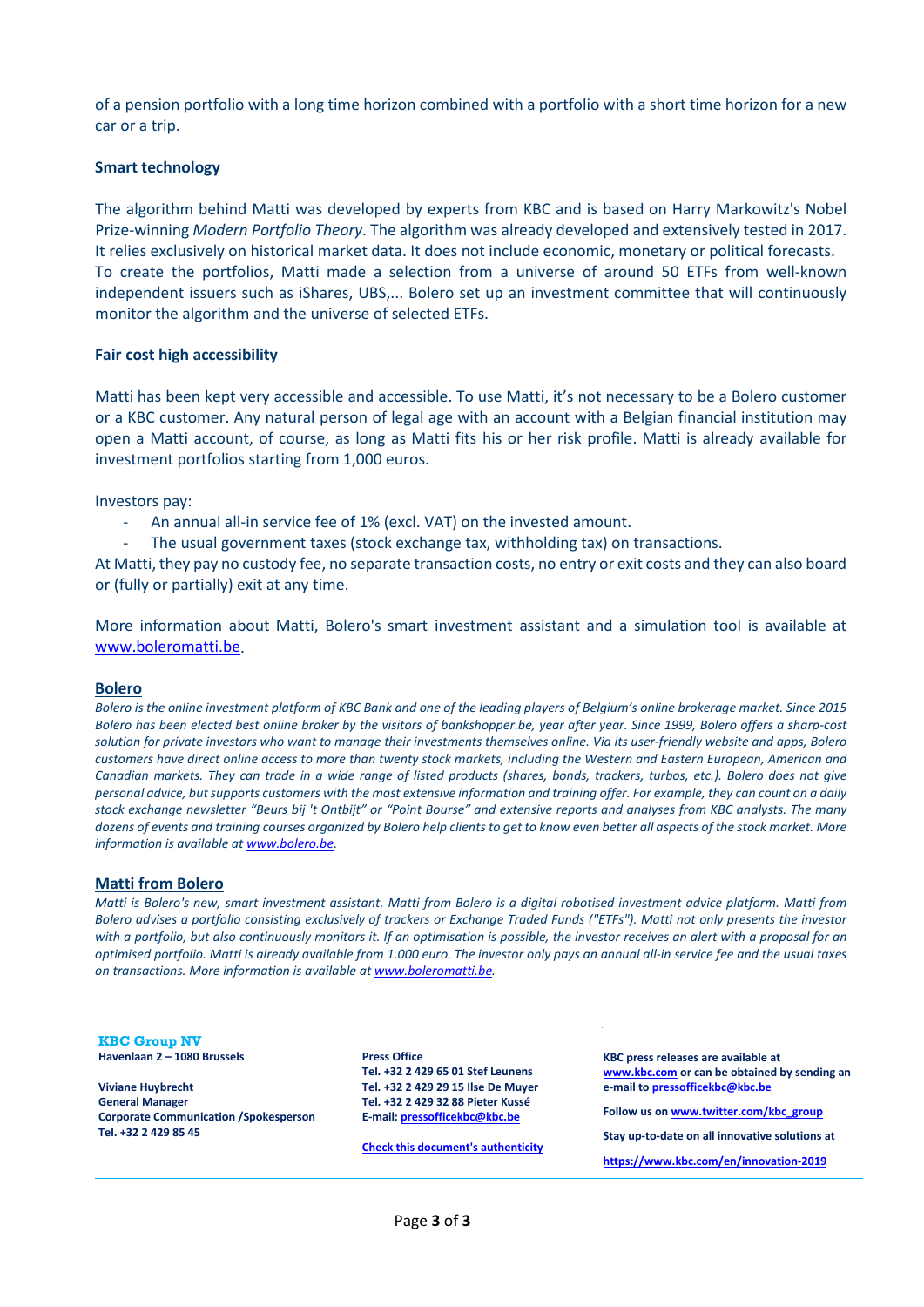of a pension portfolio with a long time horizon combined with a portfolio with a short time horizon for a new car or a trip.

**Smart technology**

The algorithm behind Matti was developed by experts from KBC and is based on Harry Markowitz's Nobel Prize-winning *Modern Portfolio Theory*. The algorithm was already developed and extensively tested in 2017. It relies exclusively on historical market data. It does not include economic, monetary or political forecasts. To create the portfolios, Matti made a selection from a universe of around 50 ETFs from well-known independent issuers such as iShares, UBS,... Bolero set up an investment committee that will continuously monitor the algorithm and the universe of selected ETFs.

**Fair cost high accessibility**

Matti has been kept very accessible and accessible. To use Matti, it's not necessary to be a Bolero customer or a KBC customer. Any natural person of legal age with an account with a Belgian financial institution may open a Matti account, of course, as long as Matti fits his or her risk profile. Matti is already available for investment portfolios starting from 1,000 euros.

Investors pay:

- An annual all-in service fee of 1% (excl. VAT) on the invested amount.
- The usual government taxes (stock exchange tax, withholding tax) on transactions.

At Matti, they pay no custody fee, no separate transaction costs, no entry or exit costs and they can also board or (fully or partially) exit at any time.

More information about Matti, Bolero's smart investment assistant and a simulation tool is available at www.boleromatti.be.

## Bolero

*Bolero is the online investment platform of KBC Bank and one of the leading players of Belgium's online brokerage market. Since 2015 Bolero has been elected best online broker by the visitors of bankshopper.be, year after year. Since 1999, Bolero offers a sharp-cost solution for private investors who want to manage their investments themselves online. Via its user-friendly website and apps, Bolero customers have direct online access to more than twenty stock markets, including the Western and Eastern European, American and Canadian markets. They can trade in a wide range of listed products (shares, bonds, trackers, turbos, etc.). Bolero does not give personal advice, but supports customers with the most extensive information and training offer. For example, they can count on a daily stock exchange newsletter "Beurs bij 't Ontbijt" or "Point Bourse" and extensive reports and analyses from KBC analysts. The many dozens of events and training courses organized by Bolero help clients to get to know even better all aspects of the stock market. More information is available at www.bolero.be.*

## Matti from Bolero

*Matti is Bolero's new, smart investment assistant. Matti from Bolero is a digital robotised investment advice platform. Matti from Bolero advises a portfolio consisting exclusively of trackers or Exchange Traded Funds ("ETFs"). Matti not only presents the investor with a portfolio, but also continuously monitors it. If an optimisation is possible, the investor receives an alert with a proposal for an optimised portfolio. Matti is already available from 1.000 euro. The investor only pays an annual all-in service fee and the usual taxes on transactions. More information is available at www.boleromatti.be.*

**KBC Group NV**
**Havenlaan 2 – 1080 Brussels**

**Viviane Huybrecht**
**General Manager**
**Corporate Communication /Spokesperson**
**Tel. +32 2 429 85 45**

**Press Office**
**Tel. +32 2 429 65 01 Stef Leunens**
**Tel. +32 2 429 29 15 Ilse De Muyer**
**Tel. +32 2 429 32 88 Pieter Kussé**
**E-mail: pressofficekbc@kbc.be**

**Check this document's authenticity**

**KBC press releases are available at www.kbc.com or can be obtained by sending an e-mail to pressofficekbc@kbc.be**

**Follow us on www.twitter.com/kbc_group**

**Stay up-to-date on all innovative solutions at**

**https://www.kbc.com/en/innovation-2019**